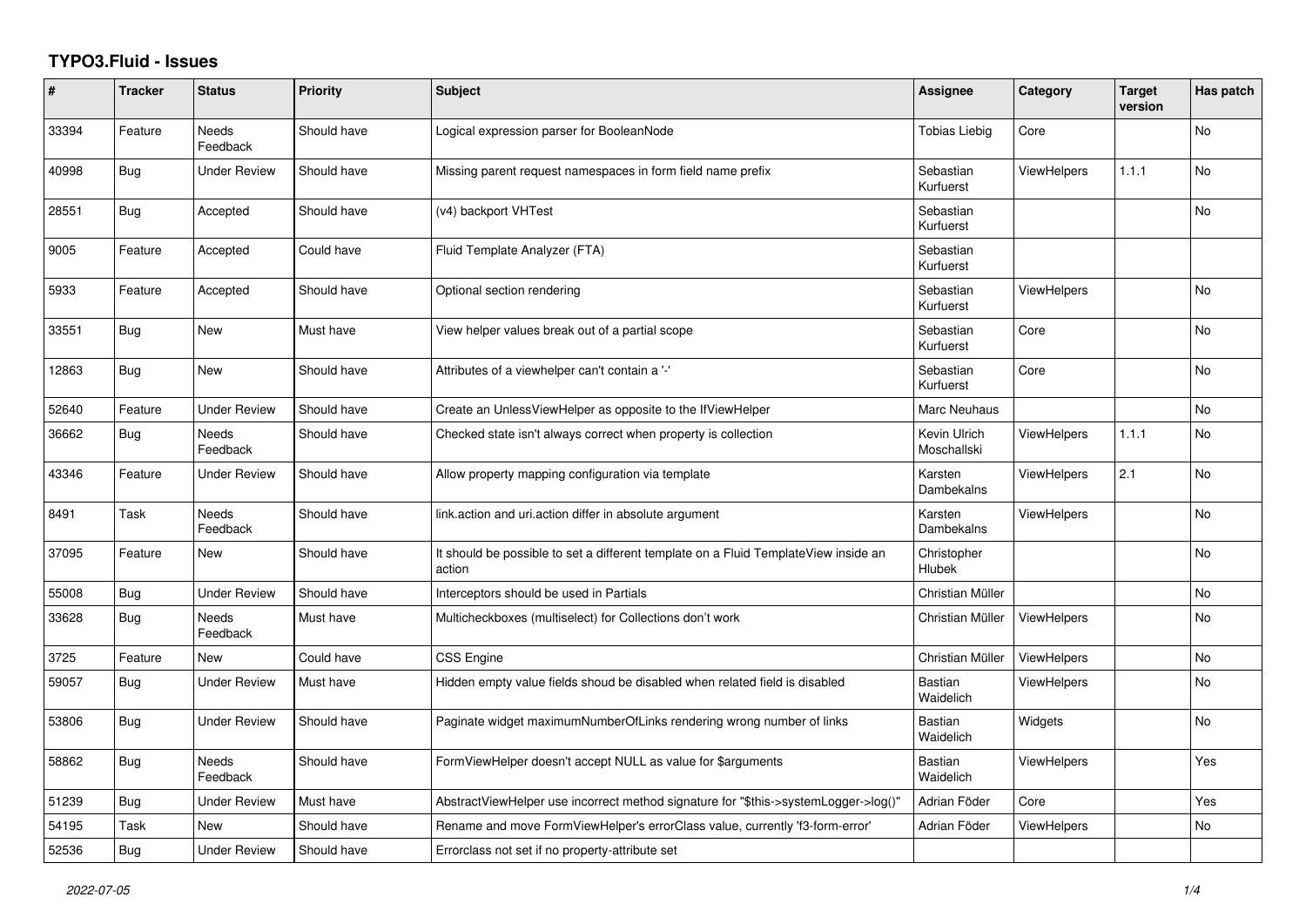# TYPO3.Fluid - Issues

| # | Tracker | Status | Priority | Subject | Assignee | Category | Target version | Has patch |
|---|---|---|---|---|---|---|---|---|
| 33394 | Feature | Needs Feedback | Should have | Logical expression parser for BooleanNode | Tobias Liebig | Core | | No |
| 40998 | Bug | Under Review | Should have | Missing parent request namespaces in form field name prefix | Sebastian Kurfuerst | ViewHelpers | 1.1.1 | No |
| 28551 | Bug | Accepted | Should have | (v4) backport VHTest | Sebastian Kurfuerst | | | No |
| 9005 | Feature | Accepted | Could have | Fluid Template Analyzer (FTA) | Sebastian Kurfuerst | | | |
| 5933 | Feature | Accepted | Should have | Optional section rendering | Sebastian Kurfuerst | ViewHelpers | | No |
| 33551 | Bug | New | Must have | View helper values break out of a partial scope | Sebastian Kurfuerst | Core | | No |
| 12863 | Bug | New | Should have | Attributes of a viewhelper can't contain a '-' | Sebastian Kurfuerst | Core | | No |
| 52640 | Feature | Under Review | Should have | Create an UnlessViewHelper as opposite to the IfViewHelper | Marc Neuhaus | | | No |
| 36662 | Bug | Needs Feedback | Should have | Checked state isn't always correct when property is collection | Kevin Ulrich Moschallski | ViewHelpers | 1.1.1 | No |
| 43346 | Feature | Under Review | Should have | Allow property mapping configuration via template | Karsten Dambekalns | ViewHelpers | 2.1 | No |
| 8491 | Task | Needs Feedback | Should have | link.action and uri.action differ in absolute argument | Karsten Dambekalns | ViewHelpers | | No |
| 37095 | Feature | New | Should have | It should be possible to set a different template on a Fluid TemplateView inside an action | Christopher Hlubek | | | No |
| 55008 | Bug | Under Review | Should have | Interceptors should be used in Partials | Christian Müller | | | No |
| 33628 | Bug | Needs Feedback | Must have | Multicheckboxes (multiselect) for Collections don't work | Christian Müller | ViewHelpers | | No |
| 3725 | Feature | New | Could have | CSS Engine | Christian Müller | ViewHelpers | | No |
| 59057 | Bug | Under Review | Must have | Hidden empty value fields shoud be disabled when related field is disabled | Bastian Waidelich | ViewHelpers | | No |
| 53806 | Bug | Under Review | Should have | Paginate widget maximumNumberOfLinks rendering wrong number of links | Bastian Waidelich | Widgets | | No |
| 58862 | Bug | Needs Feedback | Should have | FormViewHelper doesn't accept NULL as value for $arguments | Bastian Waidelich | ViewHelpers | | Yes |
| 51239 | Bug | Under Review | Must have | AbstractViewHelper use incorrect method signature for "$this->systemLogger->log()" | Adrian Föder | Core | | Yes |
| 54195 | Task | New | Should have | Rename and move FormViewHelper's errorClass value, currently 'f3-form-error' | Adrian Föder | ViewHelpers | | No |
| 52536 | Bug | Under Review | Should have | Errorclass not set if no property-attribute set | | | | |

*2022-07-05*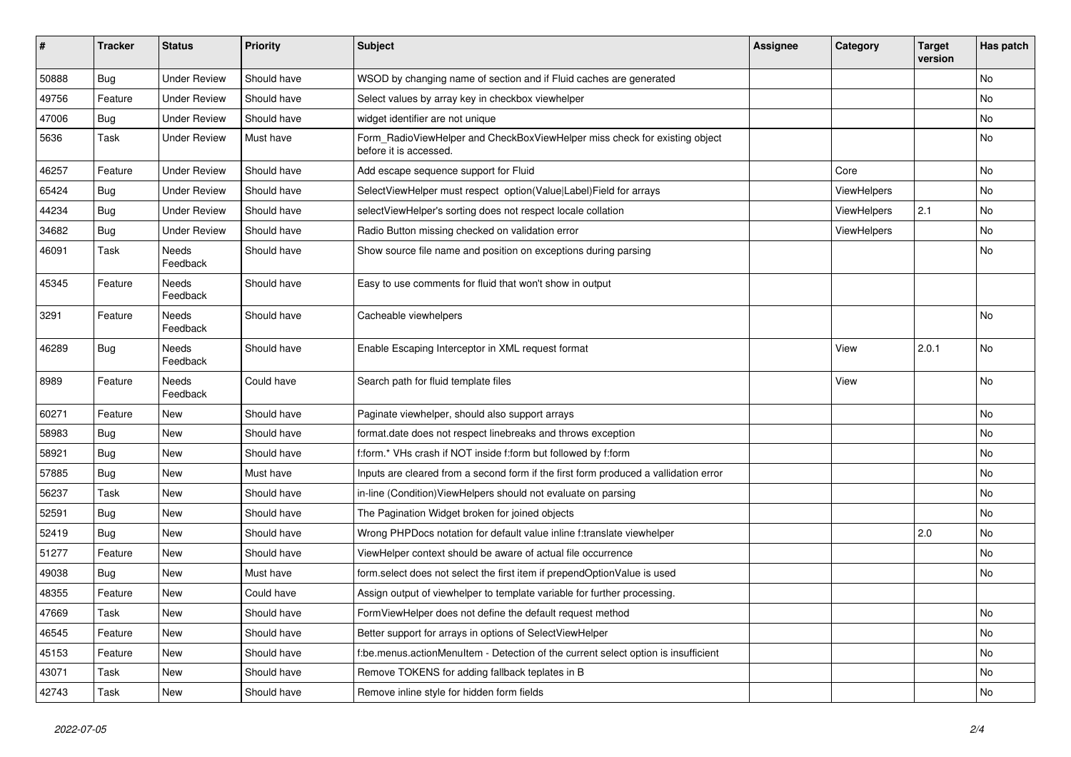| # | Tracker | Status | Priority | Subject | Assignee | Category | Target version | Has patch |
|---|---|---|---|---|---|---|---|---|
| 50888 | Bug | Under Review | Should have | WSOD by changing name of section and if Fluid caches are generated | | | | No |
| 49756 | Feature | Under Review | Should have | Select values by array key in checkbox viewhelper | | | | No |
| 47006 | Bug | Under Review | Should have | widget identifier are not unique | | | | No |
| 5636 | Task | Under Review | Must have | Form_RadioViewHelper and CheckBoxViewHelper miss check for existing object before it is accessed. | | | | No |
| 46257 | Feature | Under Review | Should have | Add escape sequence support for Fluid | | Core | | No |
| 65424 | Bug | Under Review | Should have | SelectViewHelper must respect option(Value\|Label)Field for arrays | | ViewHelpers | | No |
| 44234 | Bug | Under Review | Should have | selectViewHelper's sorting does not respect locale collation | | ViewHelpers | 2.1 | No |
| 34682 | Bug | Under Review | Should have | Radio Button missing checked on validation error | | ViewHelpers | | No |
| 46091 | Task | Needs Feedback | Should have | Show source file name and position on exceptions during parsing | | | | No |
| 45345 | Feature | Needs Feedback | Should have | Easy to use comments for fluid that won't show in output | | | | |
| 3291 | Feature | Needs Feedback | Should have | Cacheable viewhelpers | | | | No |
| 46289 | Bug | Needs Feedback | Should have | Enable Escaping Interceptor in XML request format | | View | 2.0.1 | No |
| 8989 | Feature | Needs Feedback | Could have | Search path for fluid template files | | View | | No |
| 60271 | Feature | New | Should have | Paginate viewhelper, should also support arrays | | | | No |
| 58983 | Bug | New | Should have | format.date does not respect linebreaks and throws exception | | | | No |
| 58921 | Bug | New | Should have | f:form.* VHs crash if NOT inside f:form but followed by f:form | | | | No |
| 57885 | Bug | New | Must have | Inputs are cleared from a second form if the first form produced a vallidation error | | | | No |
| 56237 | Task | New | Should have | in-line (Condition)ViewHelpers should not evaluate on parsing | | | | No |
| 52591 | Bug | New | Should have | The Pagination Widget broken for joined objects | | | | No |
| 52419 | Bug | New | Should have | Wrong PHPDocs notation for default value inline f:translate viewhelper | | | 2.0 | No |
| 51277 | Feature | New | Should have | ViewHelper context should be aware of actual file occurrence | | | | No |
| 49038 | Bug | New | Must have | form.select does not select the first item if prependOptionValue is used | | | | No |
| 48355 | Feature | New | Could have | Assign output of viewhelper to template variable for further processing. | | | | |
| 47669 | Task | New | Should have | FormViewHelper does not define the default request method | | | | No |
| 46545 | Feature | New | Should have | Better support for arrays in options of SelectViewHelper | | | | No |
| 45153 | Feature | New | Should have | f:be.menus.actionMenuItem - Detection of the current select option is insufficient | | | | No |
| 43071 | Task | New | Should have | Remove TOKENS for adding fallback teplates in B | | | | No |
| 42743 | Task | New | Should have | Remove inline style for hidden form fields | | | | No |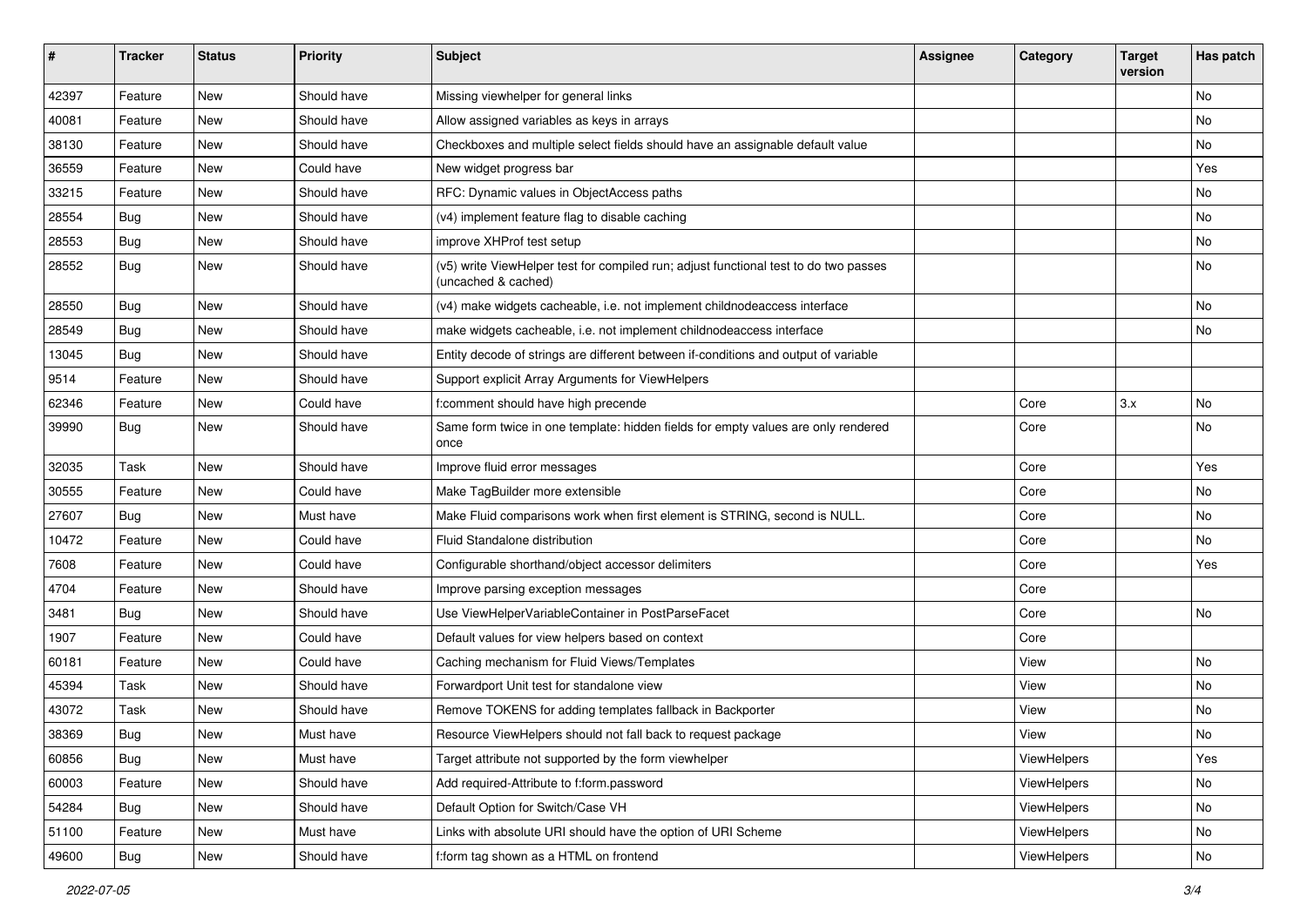| # | Tracker | Status | Priority | Subject | Assignee | Category | Target version | Has patch |
| --- | --- | --- | --- | --- | --- | --- | --- | --- |
| 42397 | Feature | New | Should have | Missing viewhelper for general links | | | | No |
| 40081 | Feature | New | Should have | Allow assigned variables as keys in arrays | | | | No |
| 38130 | Feature | New | Should have | Checkboxes and multiple select fields should have an assignable default value | | | | No |
| 36559 | Feature | New | Could have | New widget progress bar | | | | Yes |
| 33215 | Feature | New | Should have | RFC: Dynamic values in ObjectAccess paths | | | | No |
| 28554 | Bug | New | Should have | (v4) implement feature flag to disable caching | | | | No |
| 28553 | Bug | New | Should have | improve XHProf test setup | | | | No |
| 28552 | Bug | New | Should have | (v5) write ViewHelper test for compiled run; adjust functional test to do two passes (uncached & cached) | | | | No |
| 28550 | Bug | New | Should have | (v4) make widgets cacheable, i.e. not implement childnodeaccess interface | | | | No |
| 28549 | Bug | New | Should have | make widgets cacheable, i.e. not implement childnodeaccess interface | | | | No |
| 13045 | Bug | New | Should have | Entity decode of strings are different between if-conditions and output of variable | | | | |
| 9514 | Feature | New | Should have | Support explicit Array Arguments for ViewHelpers | | | | |
| 62346 | Feature | New | Could have | f:comment should have high precende | | Core | 3.x | No |
| 39990 | Bug | New | Should have | Same form twice in one template: hidden fields for empty values are only rendered once | | Core | | No |
| 32035 | Task | New | Should have | Improve fluid error messages | | Core | | Yes |
| 30555 | Feature | New | Could have | Make TagBuilder more extensible | | Core | | No |
| 27607 | Bug | New | Must have | Make Fluid comparisons work when first element is STRING, second is NULL. | | Core | | No |
| 10472 | Feature | New | Could have | Fluid Standalone distribution | | Core | | No |
| 7608 | Feature | New | Could have | Configurable shorthand/object accessor delimiters | | Core | | Yes |
| 4704 | Feature | New | Should have | Improve parsing exception messages | | Core | | |
| 3481 | Bug | New | Should have | Use ViewHelperVariableContainer in PostParseFacet | | Core | | No |
| 1907 | Feature | New | Could have | Default values for view helpers based on context | | Core | | |
| 60181 | Feature | New | Could have | Caching mechanism for Fluid Views/Templates | | View | | No |
| 45394 | Task | New | Should have | Forwardport Unit test for standalone view | | View | | No |
| 43072 | Task | New | Should have | Remove TOKENS for adding templates fallback in Backporter | | View | | No |
| 38369 | Bug | New | Must have | Resource ViewHelpers should not fall back to request package | | View | | No |
| 60856 | Bug | New | Must have | Target attribute not supported by the form viewhelper | | ViewHelpers | | Yes |
| 60003 | Feature | New | Should have | Add required-Attribute to f:form.password | | ViewHelpers | | No |
| 54284 | Bug | New | Should have | Default Option for Switch/Case VH | | ViewHelpers | | No |
| 51100 | Feature | New | Must have | Links with absolute URI should have the option of URI Scheme | | ViewHelpers | | No |
| 49600 | Bug | New | Should have | f:form tag shown as a HTML on frontend | | ViewHelpers | | No |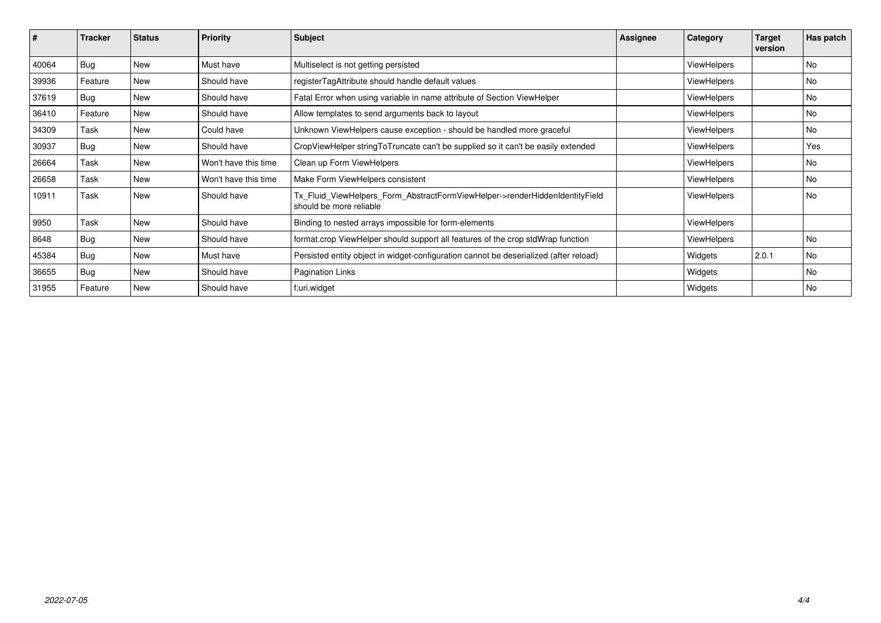| # | Tracker | Status | Priority | Subject | Assignee | Category | Target version | Has patch |
|---|---|---|---|---|---|---|---|---|
| 40064 | Bug | New | Must have | Multiselect is not getting persisted | | ViewHelpers | | No |
| 39936 | Feature | New | Should have | registerTagAttribute should handle default values | | ViewHelpers | | No |
| 37619 | Bug | New | Should have | Fatal Error when using variable in name attribute of Section ViewHelper | | ViewHelpers | | No |
| 36410 | Feature | New | Should have | Allow templates to send arguments back to layout | | ViewHelpers | | No |
| 34309 | Task | New | Could have | Unknown ViewHelpers cause exception - should be handled more graceful | | ViewHelpers | | No |
| 30937 | Bug | New | Should have | CropViewHelper stringToTruncate can't be supplied so it can't be easily extended | | ViewHelpers | | Yes |
| 26664 | Task | New | Won't have this time | Clean up Form ViewHelpers | | ViewHelpers | | No |
| 26658 | Task | New | Won't have this time | Make Form ViewHelpers consistent | | ViewHelpers | | No |
| 10911 | Task | New | Should have | Tx_Fluid_ViewHelpers_Form_AbstractFormViewHelper->renderHiddenIdentityField should be more reliable | | ViewHelpers | | No |
| 9950 | Task | New | Should have | Binding to nested arrays impossible for form-elements | | ViewHelpers | | |
| 8648 | Bug | New | Should have | format.crop ViewHelper should support all features of the crop stdWrap function | | ViewHelpers | | No |
| 45384 | Bug | New | Must have | Persisted entity object in widget-configuration cannot be deserialized (after reload) | | Widgets | 2.0.1 | No |
| 36655 | Bug | New | Should have | Pagination Links | | Widgets | | No |
| 31955 | Feature | New | Should have | f:uri.widget | | Widgets | | No |

*2022-07-05*